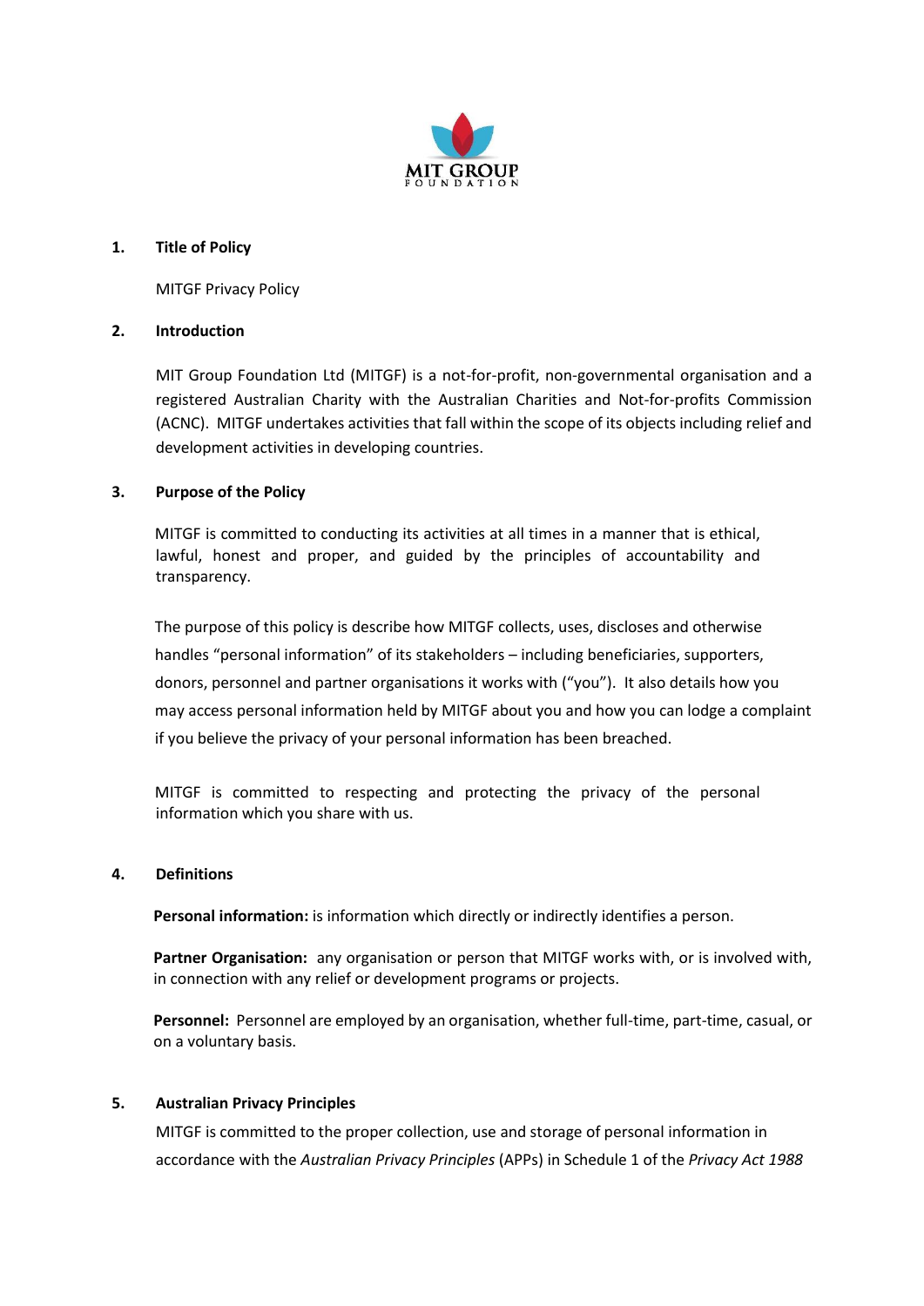MIT GROUP
FOUNDATION

## 1. Title of Policy

MITGF Privacy Policy

## 2. Introduction

MIT Group Foundation Ltd (MITGF) is a not-for-profit, non-governmental organisation and a registered Australian Charity with the Australian Charities and Not-for-profits Commission (ACNC). MITGF undertakes activities that fall within the scope of its objects including relief and development activities in developing countries.

## 3. Purpose of the Policy

MITGF is committed to conducting its activities at all times in a manner that is ethical, lawful, honest and proper, and guided by the principles of accountability and transparency.

The purpose of this policy is describe how MITGF collects, uses, discloses and otherwise handles "personal information" of its stakeholders – including beneficiaries, supporters, donors, personnel and partner organisations it works with ("you"). It also details how you may access personal information held by MITGF about you and how you can lodge a complaint if you believe the privacy of your personal information has been breached.

MITGF is committed to respecting and protecting the privacy of the personal information which you share with us.

## 4. Definitions

**Personal information:** is information which directly or indirectly identifies a person.

**Partner Organisation:** any organisation or person that MITGF works with, or is involved with, in connection with any relief or development programs or projects.

**Personnel:** Personnel are employed by an organisation, whether full-time, part-time, casual, or on a voluntary basis.

## 5. Australian Privacy Principles

MITGF is committed to the proper collection, use and storage of personal information in accordance with the *Australian Privacy Principles* (APPs) in Schedule 1 of the *Privacy Act 1988*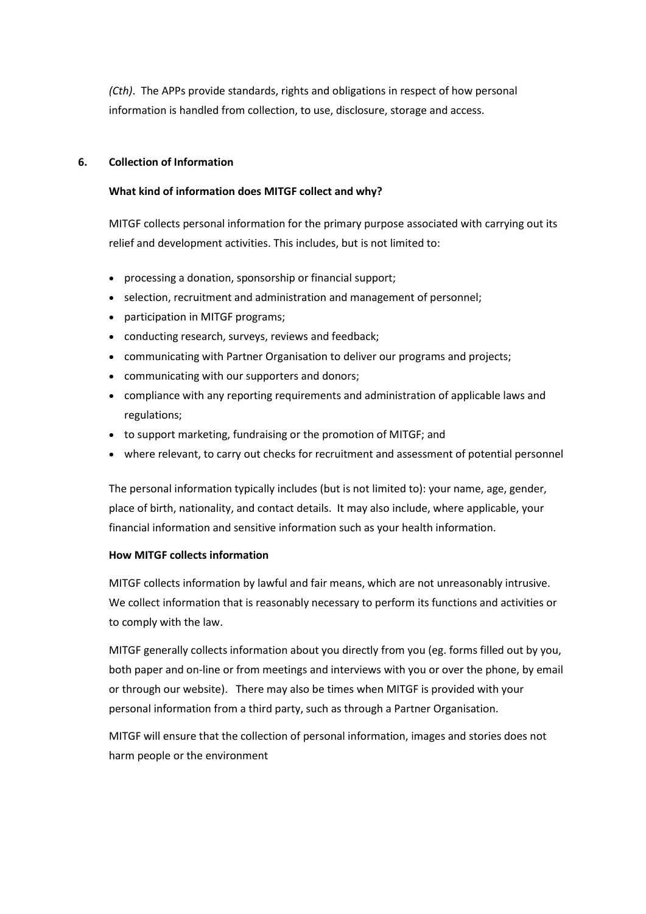*(Cth)*. The APPs provide standards, rights and obligations in respect of how personal information is handled from collection, to use, disclosure, storage and access.

## 6. Collection of Information

### What kind of information does MITGF collect and why?

MITGF collects personal information for the primary purpose associated with carrying out its relief and development activities. This includes, but is not limited to:

- processing a donation, sponsorship or financial support;
- selection, recruitment and administration and management of personnel;
- participation in MITGF programs;
- conducting research, surveys, reviews and feedback;
- communicating with Partner Organisation to deliver our programs and projects;
- communicating with our supporters and donors;
- compliance with any reporting requirements and administration of applicable laws and regulations;
- to support marketing, fundraising or the promotion of MITGF; and
- where relevant, to carry out checks for recruitment and assessment of potential personnel

The personal information typically includes (but is not limited to): your name, age, gender, place of birth, nationality, and contact details. It may also include, where applicable, your financial information and sensitive information such as your health information.

### How MITGF collects information

MITGF collects information by lawful and fair means, which are not unreasonably intrusive. We collect information that is reasonably necessary to perform its functions and activities or to comply with the law.

MITGF generally collects information about you directly from you (eg. forms filled out by you, both paper and on-line or from meetings and interviews with you or over the phone, by email or through our website). There may also be times when MITGF is provided with your personal information from a third party, such as through a Partner Organisation.

MITGF will ensure that the collection of personal information, images and stories does not harm people or the environment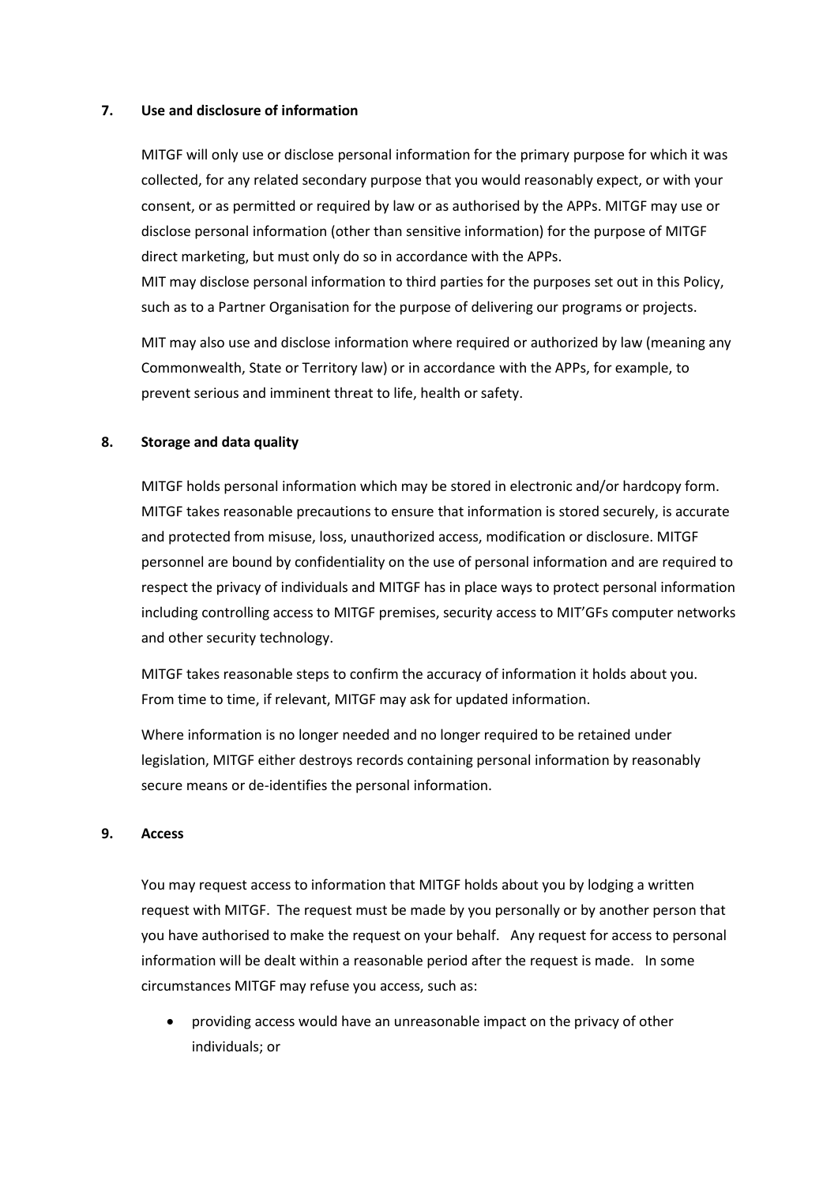## 7. Use and disclosure of information

MITGF will only use or disclose personal information for the primary purpose for which it was collected, for any related secondary purpose that you would reasonably expect, or with your consent, or as permitted or required by law or as authorised by the APPs. MITGF may use or disclose personal information (other than sensitive information) for the purpose of MITGF direct marketing, but must only do so in accordance with the APPs.
MIT may disclose personal information to third parties for the purposes set out in this Policy, such as to a Partner Organisation for the purpose of delivering our programs or projects.

MIT may also use and disclose information where required or authorized by law (meaning any Commonwealth, State or Territory law) or in accordance with the APPs, for example, to prevent serious and imminent threat to life, health or safety.

## 8. Storage and data quality

MITGF holds personal information which may be stored in electronic and/or hardcopy form. MITGF takes reasonable precautions to ensure that information is stored securely, is accurate and protected from misuse, loss, unauthorized access, modification or disclosure. MITGF personnel are bound by confidentiality on the use of personal information and are required to respect the privacy of individuals and MITGF has in place ways to protect personal information including controlling access to MITGF premises, security access to MIT'GFs computer networks and other security technology.

MITGF takes reasonable steps to confirm the accuracy of information it holds about you. From time to time, if relevant, MITGF may ask for updated information.

Where information is no longer needed and no longer required to be retained under legislation, MITGF either destroys records containing personal information by reasonably secure means or de-identifies the personal information.

## 9. Access

You may request access to information that MITGF holds about you by lodging a written request with MITGF. The request must be made by you personally or by another person that you have authorised to make the request on your behalf. Any request for access to personal information will be dealt within a reasonable period after the request is made. In some circumstances MITGF may refuse you access, such as:

- providing access would have an unreasonable impact on the privacy of other individuals; or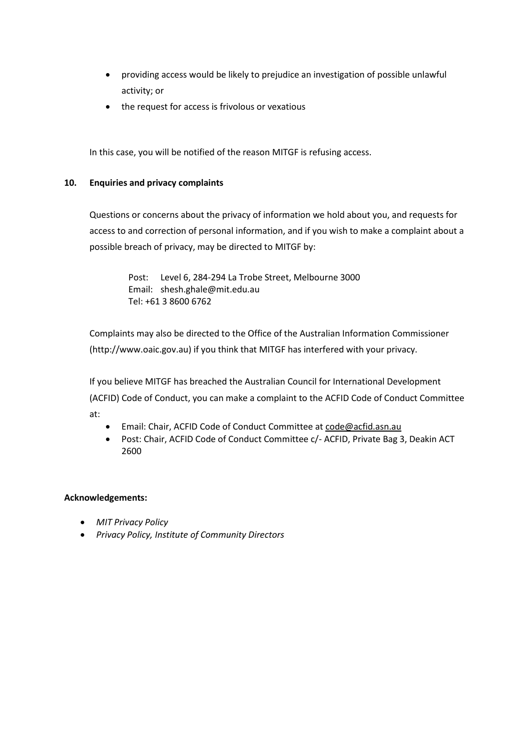- providing access would be likely to prejudice an investigation of possible unlawful activity; or
- the request for access is frivolous or vexatious

In this case, you will be notified of the reason MITGF is refusing access.

## 10. Enquiries and privacy complaints

Questions or concerns about the privacy of information we hold about you, and requests for access to and correction of personal information, and if you wish to make a complaint about a possible breach of privacy, may be directed to MITGF by:

Post: Level 6, 284-294 La Trobe Street, Melbourne 3000
Email: shesh.ghale@mit.edu.au
Tel: +61 3 8600 6762

Complaints may also be directed to the Office of the Australian Information Commissioner (http://www.oaic.gov.au) if you think that MITGF has interfered with your privacy.

If you believe MITGF has breached the Australian Council for International Development (ACFID) Code of Conduct, you can make a complaint to the ACFID Code of Conduct Committee at:

- Email: Chair, ACFID Code of Conduct Committee at code@acfid.asn.au
- Post: Chair, ACFID Code of Conduct Committee c/- ACFID, Private Bag 3, Deakin ACT 2600

**Acknowledgements:**

- *MIT Privacy Policy*
- *Privacy Policy, Institute of Community Directors*